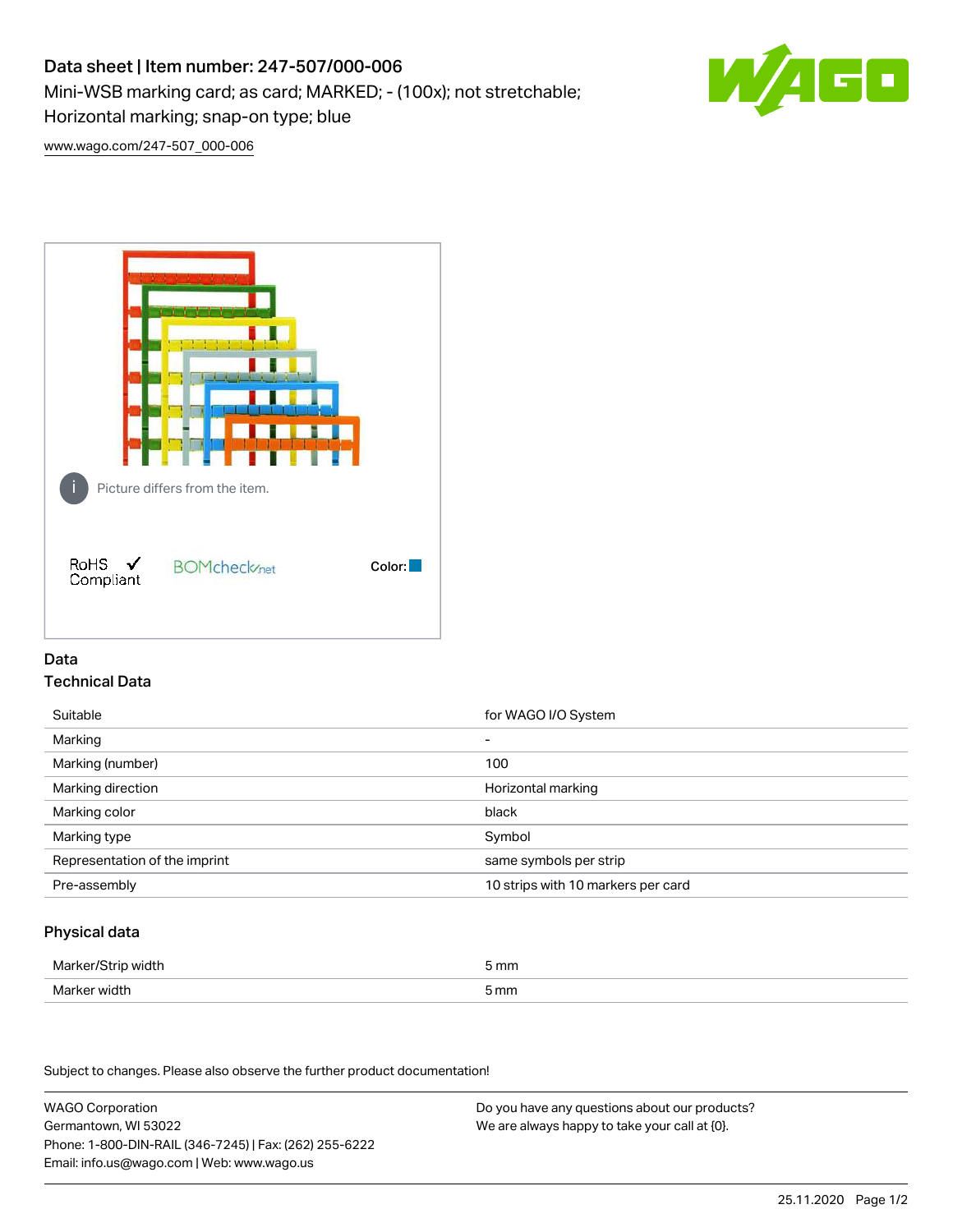# Data sheet | Item number: 247-507/000-006

Mini-WSB marking card; as card; MARKED; - (100x); not stretchable; Horizontal marking; snap-on type; blue

www.wago.com/247-507_000-006

Picture differs from the item.

RoHS ✓ Compliant

BOMcheck.net

Color:

## Data

### Technical Data

| | |
|---|---|
| Suitable | for WAGO I/O System |
| Marking | - |
| Marking (number) | 100 |
| Marking direction | Horizontal marking |
| Marking color | black |
| Marking type | Symbol |
| Representation of the imprint | same symbols per strip |
| Pre-assembly | 10 strips with 10 markers per card |

### Physical data

| | |
|---|---|
| Marker/Strip width | 5 mm |
| Marker width | 5 mm |

Subject to changes. Please also observe the further product documentation!

WAGO Corporation
Germantown, WI 53022
Phone: 1-800-DIN-RAIL (346-7245) | Fax: (262) 255-6222
Email: info.us@wago.com | Web: www.wago.us

Do you have any questions about our products?
We are always happy to take your call at {0}.

25.11.2020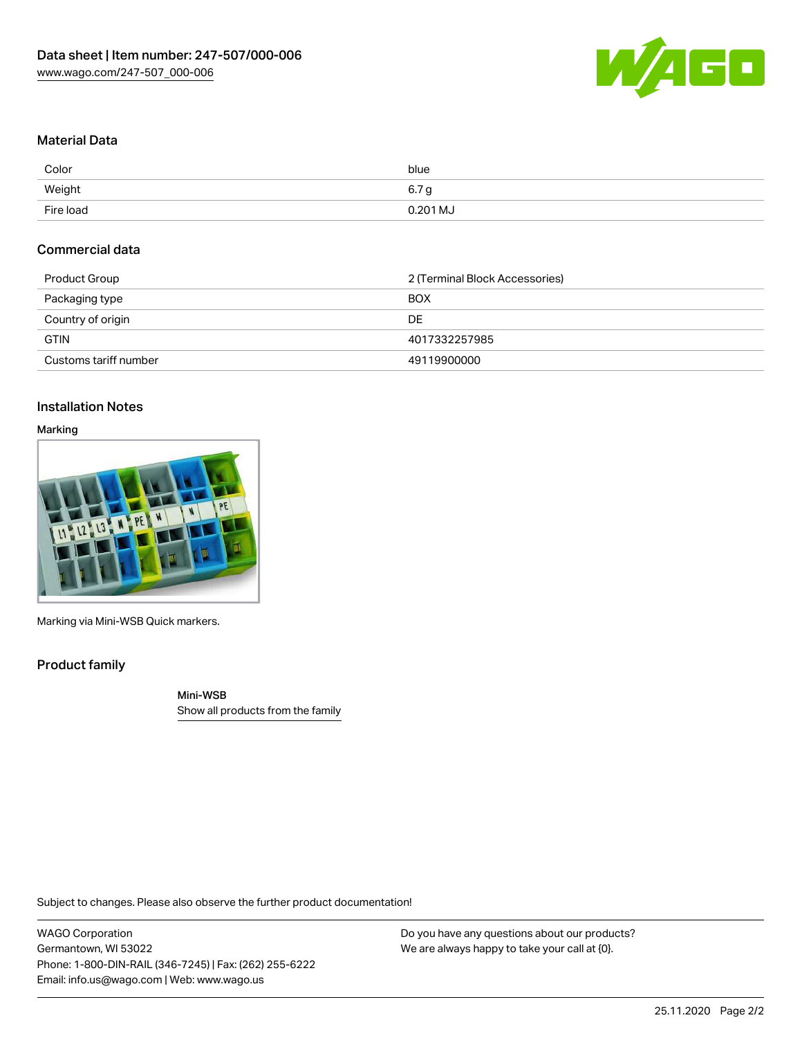Data sheet | Item number: 247-507/000-006
www.wago.com/247-507_000-006

## Material Data

| | |
|---|---|
| Color | blue |
| Weight | 6.7 g |
| Fire load | 0.201 MJ |

## Commercial data

| | |
|---|---|
| Product Group | 2 (Terminal Block Accessories) |
| Packaging type | BOX |
| Country of origin | DE |
| GTIN | 4017332257985 |
| Customs tariff number | 49119900000 |

## Installation Notes

### Marking

Marking via Mini-WSB Quick markers.

## Product family

Mini-WSB
Show all products from the family

Subject to changes. Please also observe the further product documentation!

WAGO Corporation
Germantown, WI 53022
Phone: 1-800-DIN-RAIL (346-7245) | Fax: (262) 255-6222
Email: info.us@wago.com | Web: www.wago.us

Do you have any questions about our products?
We are always happy to take your call at {0}.

25.11.2020